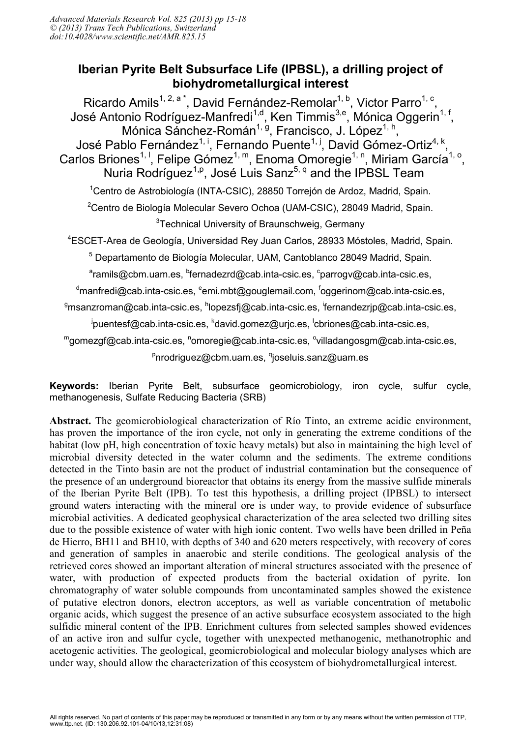# Iberian Pyrite Belt Subsurface Life (IPBSL), a drilling project of biohydrometallurgical interest

Ricardo Amils[1, 2, a *], David Fernández-Remolar[1, b], Victor Parro[1, c], José Antonio Rodríguez-Manfredi[1,d], Ken Timmis[3,e], Mónica Oggerin[1, f], Mónica Sánchez-Román[1, g], Francisco, J. López[1, h], José Pablo Fernández[1, i], Fernando Puente[1, j], David Gómez-Ortiz[4, k], Carlos Briones[1, l], Felipe Gómez[1, m], Enoma Omoregie[1, n], Miriam García[1, o], Nuria Rodríguez[1,p], José Luis Sanz[5, q] and the IPBSL Team

[1]Centro de Astrobiología (INTA-CSIC), 28850 Torrejón de Ardoz, Madrid, Spain.

[2]Centro de Biología Molecular Severo Ochoa (UAM-CSIC), 28049 Madrid, Spain.

[3]Technical University of Braunschweig, Germany

[4]ESCET-Area de Geología, Universidad Rey Juan Carlos, 28933 Móstoles, Madrid, Spain.

[5] Departamento de Biología Molecular, UAM, Cantoblanco 28049 Madrid, Spain.

[a]ramils@cbm.uam.es, [b]fernadezrd@cab.inta-csic.es, [c]parrogv@cab.inta-csic.es, [d]manfredi@cab.inta-csic.es, [e]emi.mbt@gouglemail.com, [f]oggerinom@cab.inta-csic.es, [g]msanzroman@cab.inta-csic.es, [h]lopezsfj@cab.inta-csic.es, [i]fernandezrjp@cab.inta-csic.es, [j]puentesf@cab.inta-csic.es, [k]david.gomez@urjc.es, [l]cbriones@cab.inta-csic.es, [m]gomezgf@cab.inta-csic.es, [n]omoregie@cab.inta-csic.es, [o]villadangosgm@cab.inta-csic.es, [p]nrodriguez@cbm.uam.es, [q]joseluis.sanz@uam.es

**Keywords:** Iberian Pyrite Belt, subsurface geomicrobiology, iron cycle, sulfur cycle, methanogenesis, Sulfate Reducing Bacteria (SRB)

**Abstract.** The geomicrobiological characterization of Río Tinto, an extreme acidic environment, has proven the importance of the iron cycle, not only in generating the extreme conditions of the habitat (low pH, high concentration of toxic heavy metals) but also in maintaining the high level of microbial diversity detected in the water column and the sediments. The extreme conditions detected in the Tinto basin are not the product of industrial contamination but the consequence of the presence of an underground bioreactor that obtains its energy from the massive sulfide minerals of the Iberian Pyrite Belt (IPB). To test this hypothesis, a drilling project (IPBSL) to intersect ground waters interacting with the mineral ore is under way, to provide evidence of subsurface microbial activities. A dedicated geophysical characterization of the area selected two drilling sites due to the possible existence of water with high ionic content. Two wells have been drilled in Peña de Hierro, BH11 and BH10, with depths of 340 and 620 meters respectively, with recovery of cores and generation of samples in anaerobic and sterile conditions. The geological analysis of the retrieved cores showed an important alteration of mineral structures associated with the presence of water, with production of expected products from the bacterial oxidation of pyrite. Ion chromatography of water soluble compounds from uncontaminated samples showed the existence of putative electron donors, electron acceptors, as well as variable concentration of metabolic organic acids, which suggest the presence of an active subsurface ecosystem associated to the high sulfidic mineral content of the IPB. Enrichment cultures from selected samples showed evidences of an active iron and sulfur cycle, together with unexpected methanogenic, methanotrophic and acetogenic activities. The geological, geomicrobiological and molecular biology analyses which are under way, should allow the characterization of this ecosystem of biohydrometallurgical interest.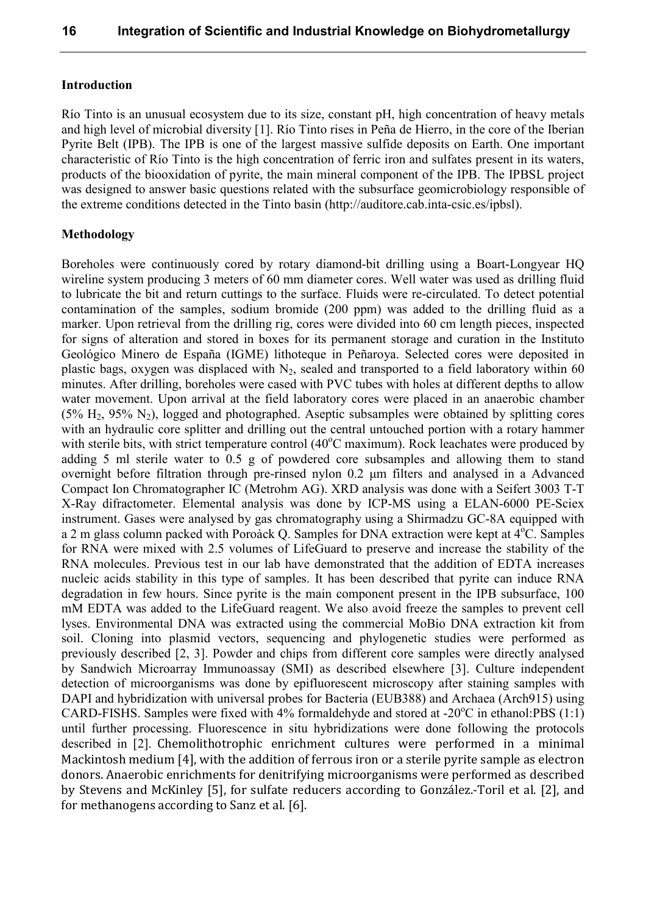## Introduction

Río Tinto is an unusual ecosystem due to its size, constant pH, high concentration of heavy metals and high level of microbial diversity [1]. Río Tinto rises in Peña de Hierro, in the core of the Iberian Pyrite Belt (IPB). The IPB is one of the largest massive sulfide deposits on Earth. One important characteristic of Río Tinto is the high concentration of ferric iron and sulfates present in its waters, products of the biooxidation of pyrite, the main mineral component of the IPB. The IPBSL project was designed to answer basic questions related with the subsurface geomicrobiology responsible of the extreme conditions detected in the Tinto basin (http://auditore.cab.inta-csic.es/ipbsl).

## Methodology

Boreholes were continuously cored by rotary diamond-bit drilling using a Boart-Longyear HQ wireline system producing 3 meters of 60 mm diameter cores. Well water was used as drilling fluid to lubricate the bit and return cuttings to the surface. Fluids were re-circulated. To detect potential contamination of the samples, sodium bromide (200 ppm) was added to the drilling fluid as a marker. Upon retrieval from the drilling rig, cores were divided into 60 cm length pieces, inspected for signs of alteration and stored in boxes for its permanent storage and curation in the Instituto Geológico Minero de España (IGME) lithoteque in Peñaroya. Selected cores were deposited in plastic bags, oxygen was displaced with $N_2$, sealed and transported to a field laboratory within 60 minutes. After drilling, boreholes were cased with PVC tubes with holes at different depths to allow water movement. Upon arrival at the field laboratory cores were placed in an anaerobic chamber (5% $H_2$, 95% $N_2$), logged and photographed. Aseptic subsamples were obtained by splitting cores with an hydraulic core splitter and drilling out the central untouched portion with a rotary hammer with sterile bits, with strict temperature control (40°C maximum). Rock leachates were produced by adding 5 ml sterile water to 0.5 g of powdered core subsamples and allowing them to stand overnight before filtration through pre-rinsed nylon 0.2 μm filters and analysed in a Advanced Compact Ion Chromatographer IC (Metrohm AG). XRD analysis was done with a Seifert 3003 T-T X-Ray difractometer. Elemental analysis was done by ICP-MS using a ELAN-6000 PE-Sciex instrument. Gases were analysed by gas chromatography using a Shirmadzu GC-8A equipped with a 2 m glass column packed with Poroàck Q. Samples for DNA extraction were kept at 4°C. Samples for RNA were mixed with 2.5 volumes of LifeGuard to preserve and increase the stability of the RNA molecules. Previous test in our lab have demonstrated that the addition of EDTA increases nucleic acids stability in this type of samples. It has been described that pyrite can induce RNA degradation in few hours. Since pyrite is the main component present in the IPB subsurface, 100 mM EDTA was added to the LifeGuard reagent. We also avoid freeze the samples to prevent cell lyses. Environmental DNA was extracted using the commercial MoBio DNA extraction kit from soil. Cloning into plasmid vectors, sequencing and phylogenetic studies were performed as previously described [2, 3]. Powder and chips from different core samples were directly analysed by Sandwich Microarray Immunoassay (SMI) as described elsewhere [3]. Culture independent detection of microorganisms was done by epifluorescent microscopy after staining samples with DAPI and hybridization with universal probes for Bacteria (EUB388) and Archaea (Arch915) using CARD-FISHS. Samples were fixed with 4% formaldehyde and stored at -20°C in ethanol:PBS (1:1) until further processing. Fluorescence in situ hybridizations were done following the protocols described in [2]. Chemolithotrophic enrichment cultures were performed in a minimal Mackintosh medium [4], with the addition of ferrous iron or a sterile pyrite sample as electron donors. Anaerobic enrichments for denitrifying microorganisms were performed as described by Stevens and McKinley [5], for sulfate reducers according to González.-Toril et al. [2], and for methanogens according to Sanz et al. [6].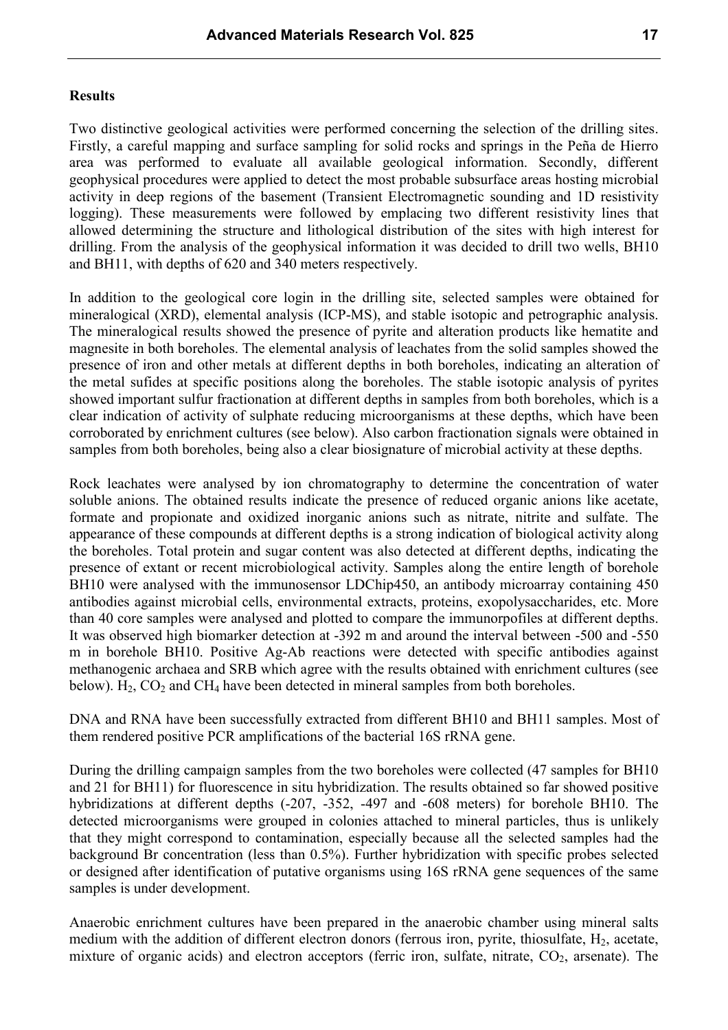**Results**

Two distinctive geological activities were performed concerning the selection of the drilling sites. Firstly, a careful mapping and surface sampling for solid rocks and springs in the Peña de Hierro area was performed to evaluate all available geological information. Secondly, different geophysical procedures were applied to detect the most probable subsurface areas hosting microbial activity in deep regions of the basement (Transient Electromagnetic sounding and 1D resistivity logging). These measurements were followed by emplacing two different resistivity lines that allowed determining the structure and lithological distribution of the sites with high interest for drilling. From the analysis of the geophysical information it was decided to drill two wells, BH10 and BH11, with depths of 620 and 340 meters respectively.

In addition to the geological core login in the drilling site, selected samples were obtained for mineralogical (XRD), elemental analysis (ICP-MS), and stable isotopic and petrographic analysis. The mineralogical results showed the presence of pyrite and alteration products like hematite and magnesite in both boreholes. The elemental analysis of leachates from the solid samples showed the presence of iron and other metals at different depths in both boreholes, indicating an alteration of the metal sufides at specific positions along the boreholes. The stable isotopic analysis of pyrites showed important sulfur fractionation at different depths in samples from both boreholes, which is a clear indication of activity of sulphate reducing microorganisms at these depths, which have been corroborated by enrichment cultures (see below). Also carbon fractionation signals were obtained in samples from both boreholes, being also a clear biosignature of microbial activity at these depths.

Rock leachates were analysed by ion chromatography to determine the concentration of water soluble anions. The obtained results indicate the presence of reduced organic anions like acetate, formate and propionate and oxidized inorganic anions such as nitrate, nitrite and sulfate. The appearance of these compounds at different depths is a strong indication of biological activity along the boreholes. Total protein and sugar content was also detected at different depths, indicating the presence of extant or recent microbiological activity. Samples along the entire length of borehole BH10 were analysed with the immunosensor LDChip450, an antibody microarray containing 450 antibodies against microbial cells, environmental extracts, proteins, exopolysaccharides, etc. More than 40 core samples were analysed and plotted to compare the immunorpofiles at different depths. It was observed high biomarker detection at -392 m and around the interval between -500 and -550 m in borehole BH10. Positive Ag-Ab reactions were detected with specific antibodies against methanogenic archaea and SRB which agree with the results obtained with enrichment cultures (see below). $H_2$, $CO_2$ and $CH_4$ have been detected in mineral samples from both boreholes.

DNA and RNA have been successfully extracted from different BH10 and BH11 samples. Most of them rendered positive PCR amplifications of the bacterial 16S rRNA gene.

During the drilling campaign samples from the two boreholes were collected (47 samples for BH10 and 21 for BH11) for fluorescence in situ hybridization. The results obtained so far showed positive hybridizations at different depths (-207, -352, -497 and -608 meters) for borehole BH10. The detected microorganisms were grouped in colonies attached to mineral particles, thus is unlikely that they might correspond to contamination, especially because all the selected samples had the background Br concentration (less than 0.5%). Further hybridization with specific probes selected or designed after identification of putative organisms using 16S rRNA gene sequences of the same samples is under development.

Anaerobic enrichment cultures have been prepared in the anaerobic chamber using mineral salts medium with the addition of different electron donors (ferrous iron, pyrite, thiosulfate, $H_2$, acetate, mixture of organic acids) and electron acceptors (ferric iron, sulfate, nitrate, $CO_2$, arsenate). The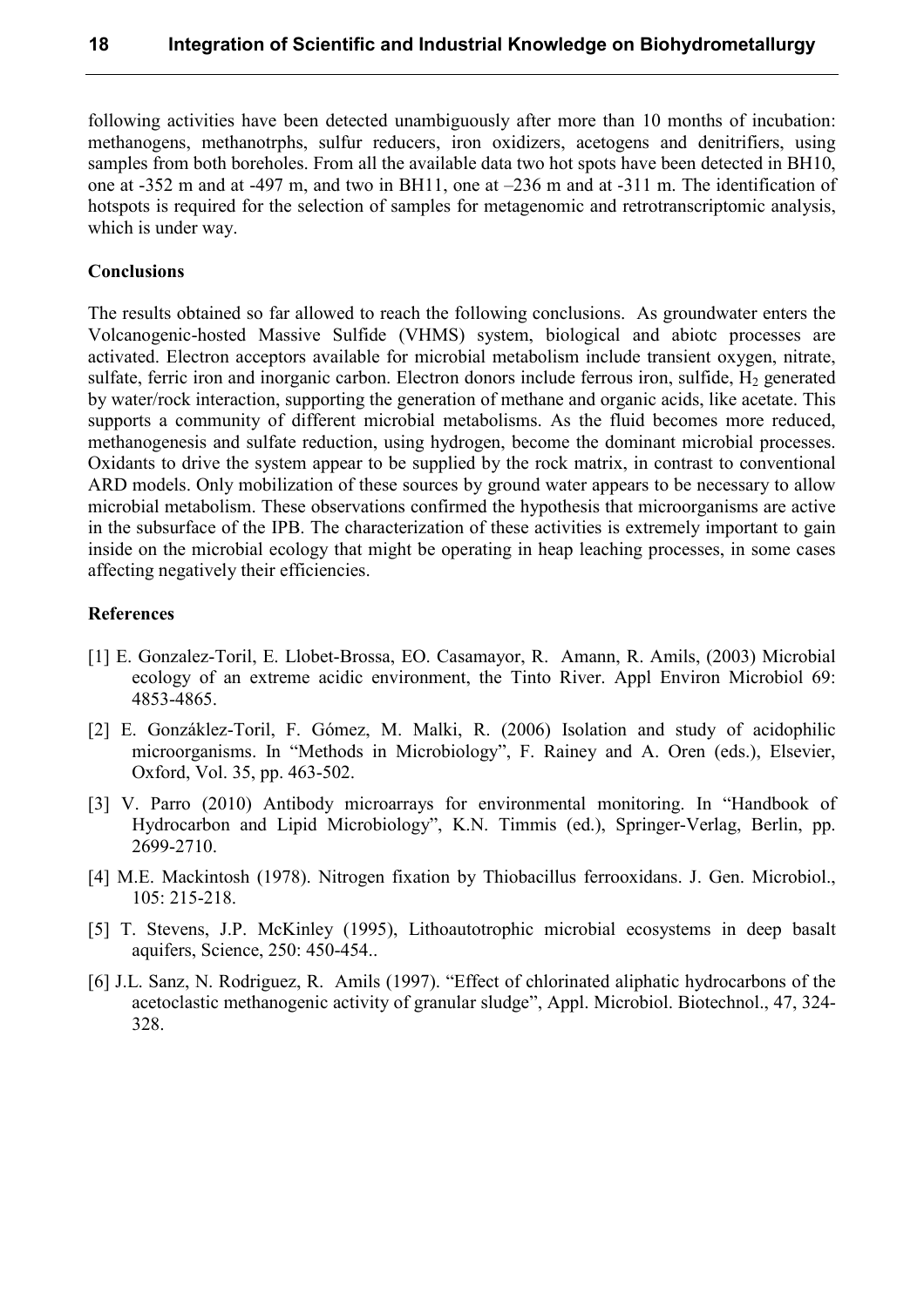following activities have been detected unambiguously after more than 10 months of incubation: methanogens, methanotrphs, sulfur reducers, iron oxidizers, acetogens and denitrifiers, using samples from both boreholes. From all the available data two hot spots have been detected in BH10, one at -352 m and at -497 m, and two in BH11, one at –236 m and at -311 m. The identification of hotspots is required for the selection of samples for metagenomic and retrotranscriptomic analysis, which is under way.

## Conclusions

The results obtained so far allowed to reach the following conclusions. As groundwater enters the Volcanogenic-hosted Massive Sulfide (VHMS) system, biological and abiotc processes are activated. Electron acceptors available for microbial metabolism include transient oxygen, nitrate, sulfate, ferric iron and inorganic carbon. Electron donors include ferrous iron, sulfide, $H_2$ generated by water/rock interaction, supporting the generation of methane and organic acids, like acetate. This supports a community of different microbial metabolisms. As the fluid becomes more reduced, methanogenesis and sulfate reduction, using hydrogen, become the dominant microbial processes. Oxidants to drive the system appear to be supplied by the rock matrix, in contrast to conventional ARD models. Only mobilization of these sources by ground water appears to be necessary to allow microbial metabolism. These observations confirmed the hypothesis that microorganisms are active in the subsurface of the IPB. The characterization of these activities is extremely important to gain inside on the microbial ecology that might be operating in heap leaching processes, in some cases affecting negatively their efficiencies.

## References

[1] E. Gonzalez-Toril, E. Llobet-Brossa, EO. Casamayor, R. Amann, R. Amils, (2003) Microbial ecology of an extreme acidic environment, the Tinto River. Appl Environ Microbiol 69: 4853-4865.

[2] E. Gonzáklez-Toril, F. Gómez, M. Malki, R. (2006) Isolation and study of acidophilic microorganisms. In "Methods in Microbiology", F. Rainey and A. Oren (eds.), Elsevier, Oxford, Vol. 35, pp. 463-502.

[3] V. Parro (2010) Antibody microarrays for environmental monitoring. In "Handbook of Hydrocarbon and Lipid Microbiology", K.N. Timmis (ed.), Springer-Verlag, Berlin, pp. 2699-2710.

[4] M.E. Mackintosh (1978). Nitrogen fixation by Thiobacillus ferrooxidans. J. Gen. Microbiol., 105: 215-218.

[5] T. Stevens, J.P. McKinley (1995), Lithoautotrophic microbial ecosystems in deep basalt aquifers, Science, 250: 450-454..

[6] J.L. Sanz, N. Rodriguez, R. Amils (1997). "Effect of chlorinated aliphatic hydrocarbons of the acetoclastic methanogenic activity of granular sludge", Appl. Microbiol. Biotechnol., 47, 324-328.